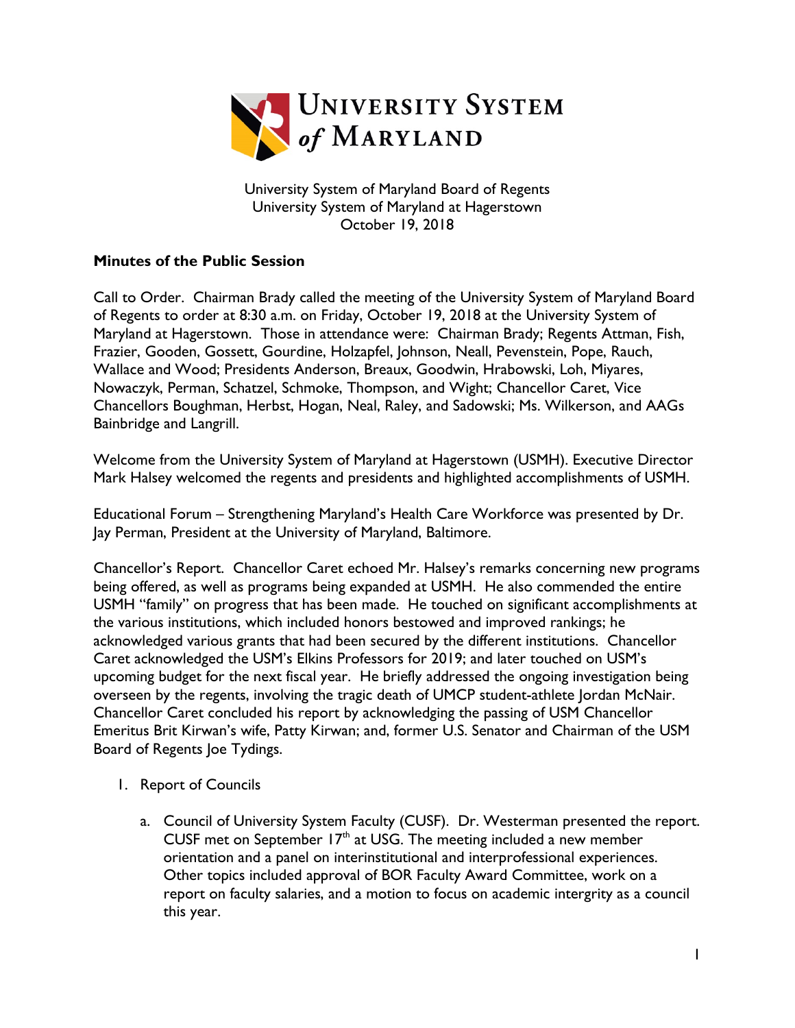University System of Maryland Board of Regents
University System of Maryland at Hagerstown
October 19, 2018

**Minutes of the Public Session**

Call to Order. Chairman Brady called the meeting of the University System of Maryland Board of Regents to order at 8:30 a.m. on Friday, October 19, 2018 at the University System of Maryland at Hagerstown. Those in attendance were: Chairman Brady; Regents Attman, Fish, Frazier, Gooden, Gossett, Gourdine, Holzapfel, Johnson, Neall, Pevenstein, Pope, Rauch, Wallace and Wood; Presidents Anderson, Breaux, Goodwin, Hrabowski, Loh, Miyares, Nowaczyk, Perman, Schatzel, Schmoke, Thompson, and Wight; Chancellor Caret, Vice Chancellors Boughman, Herbst, Hogan, Neal, Raley, and Sadowski; Ms. Wilkerson, and AAGs Bainbridge and Langrill.

Welcome from the University System of Maryland at Hagerstown (USMH). Executive Director Mark Halsey welcomed the regents and presidents and highlighted accomplishments of USMH.

Educational Forum – Strengthening Maryland's Health Care Workforce was presented by Dr. Jay Perman, President at the University of Maryland, Baltimore.

Chancellor's Report. Chancellor Caret echoed Mr. Halsey's remarks concerning new programs being offered, as well as programs being expanded at USMH. He also commended the entire USMH "family" on progress that has been made. He touched on significant accomplishments at the various institutions, which included honors bestowed and improved rankings; he acknowledged various grants that had been secured by the different institutions. Chancellor Caret acknowledged the USM's Elkins Professors for 2019; and later touched on USM's upcoming budget for the next fiscal year. He briefly addressed the ongoing investigation being overseen by the regents, involving the tragic death of UMCP student-athlete Jordan McNair. Chancellor Caret concluded his report by acknowledging the passing of USM Chancellor Emeritus Brit Kirwan's wife, Patty Kirwan; and, former U.S. Senator and Chairman of the USM Board of Regents Joe Tydings.

1. Report of Councils

   a. Council of University System Faculty (CUSF). Dr. Westerman presented the report. CUSF met on September 17th at USG. The meeting included a new member orientation and a panel on interinstitutional and interprofessional experiences. Other topics included approval of BOR Faculty Award Committee, work on a report on faculty salaries, and a motion to focus on academic intergrity as a council this year.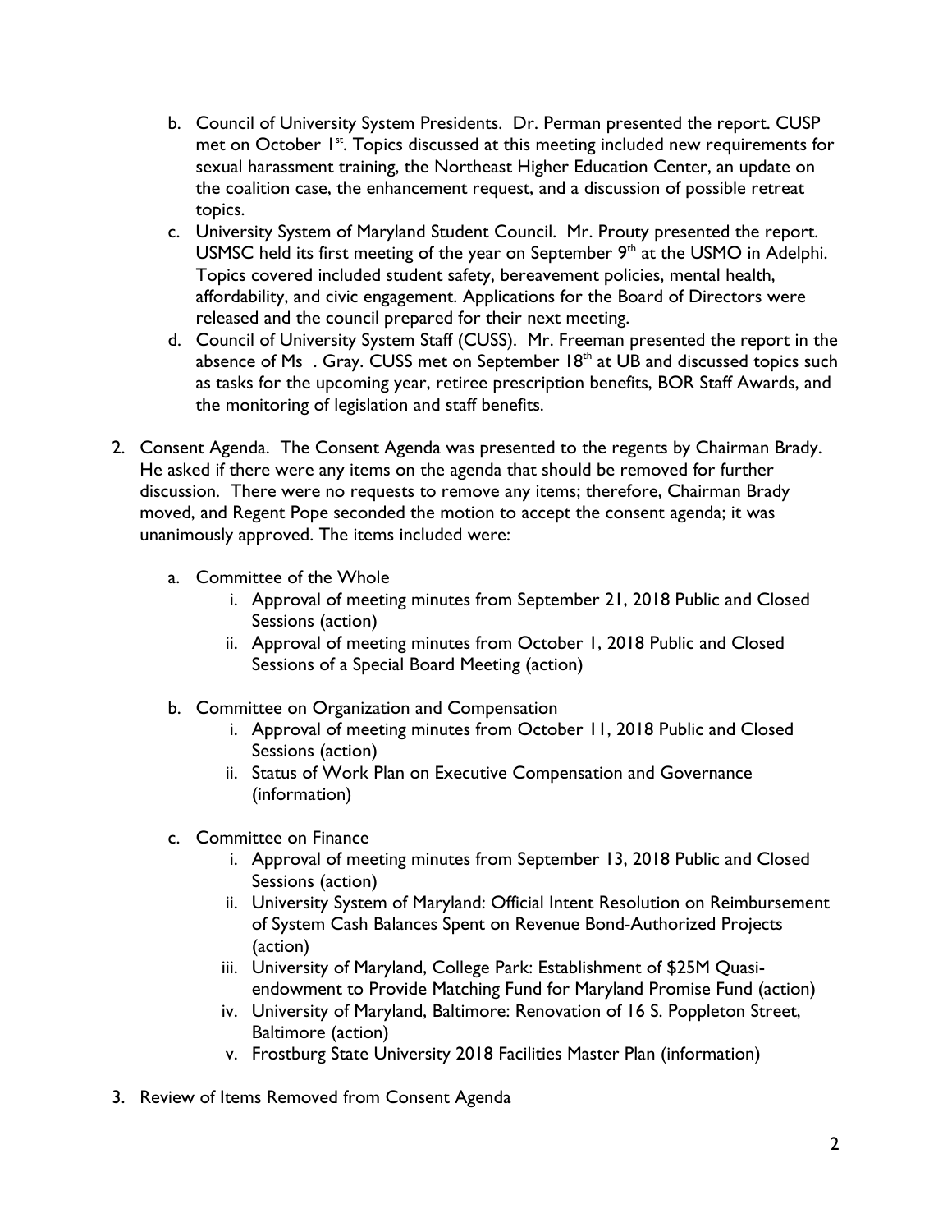b. Council of University System Presidents. Dr. Perman presented the report. CUSP met on October 1st. Topics discussed at this meeting included new requirements for sexual harassment training, the Northeast Higher Education Center, an update on the coalition case, the enhancement request, and a discussion of possible retreat topics.

c. University System of Maryland Student Council. Mr. Prouty presented the report. USMSC held its first meeting of the year on September 9th at the USMO in Adelphi. Topics covered included student safety, bereavement policies, mental health, affordability, and civic engagement. Applications for the Board of Directors were released and the council prepared for their next meeting.

d. Council of University System Staff (CUSS). Mr. Freeman presented the report in the absence of Ms . Gray. CUSS met on September 18th at UB and discussed topics such as tasks for the upcoming year, retiree prescription benefits, BOR Staff Awards, and the monitoring of legislation and staff benefits.

2. Consent Agenda. The Consent Agenda was presented to the regents by Chairman Brady. He asked if there were any items on the agenda that should be removed for further discussion. There were no requests to remove any items; therefore, Chairman Brady moved, and Regent Pope seconded the motion to accept the consent agenda; it was unanimously approved. The items included were:

   a. Committee of the Whole
      i. Approval of meeting minutes from September 21, 2018 Public and Closed Sessions (action)
      ii. Approval of meeting minutes from October 1, 2018 Public and Closed Sessions of a Special Board Meeting (action)

   b. Committee on Organization and Compensation
      i. Approval of meeting minutes from October 11, 2018 Public and Closed Sessions (action)
      ii. Status of Work Plan on Executive Compensation and Governance (information)

   c. Committee on Finance
      i. Approval of meeting minutes from September 13, 2018 Public and Closed Sessions (action)
      ii. University System of Maryland: Official Intent Resolution on Reimbursement of System Cash Balances Spent on Revenue Bond-Authorized Projects (action)
      iii. University of Maryland, College Park: Establishment of $25M Quasi-endowment to Provide Matching Fund for Maryland Promise Fund (action)
      iv. University of Maryland, Baltimore: Renovation of 16 S. Poppleton Street, Baltimore (action)
      v. Frostburg State University 2018 Facilities Master Plan (information)

3. Review of Items Removed from Consent Agenda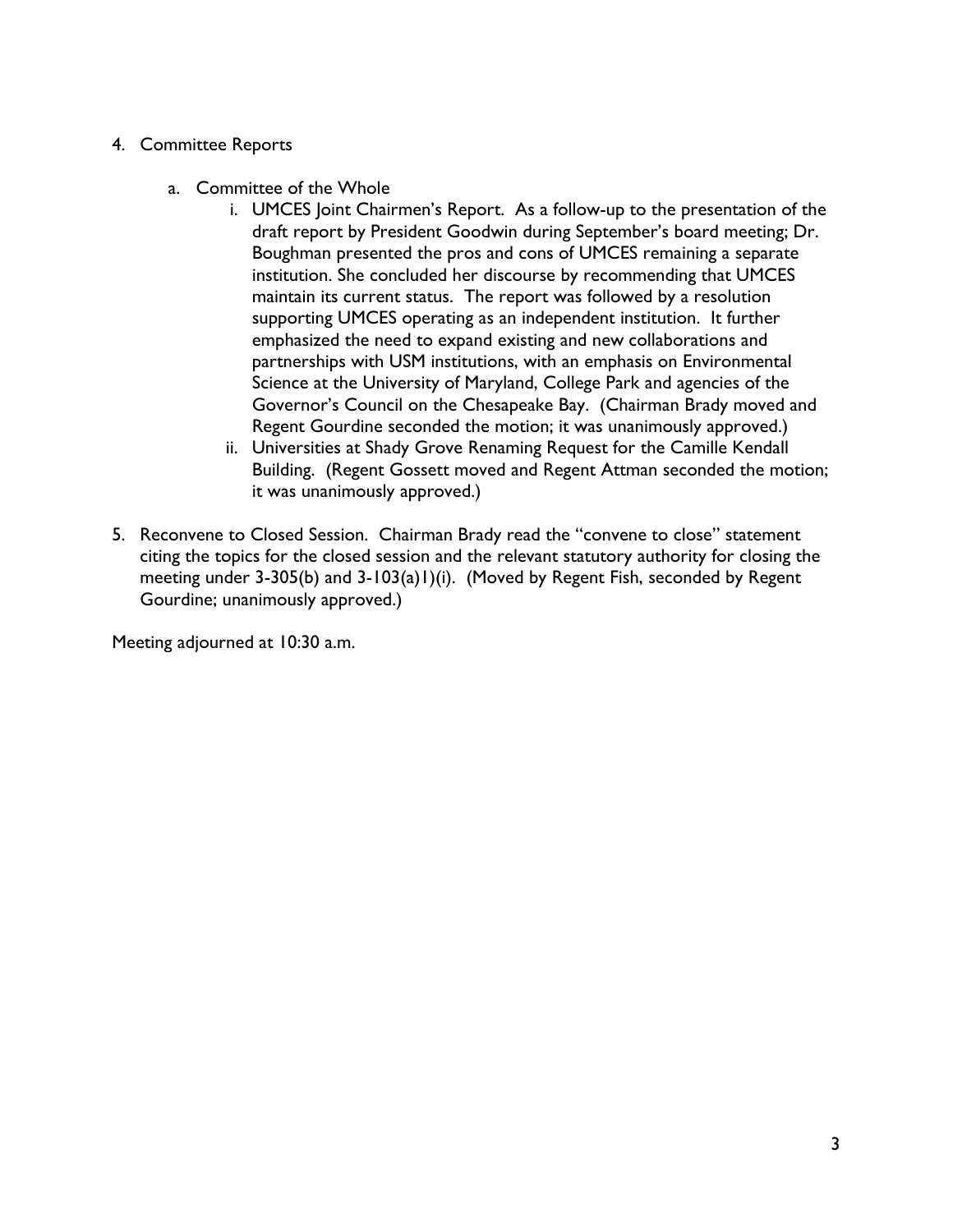4. Committee Reports

   a. Committee of the Whole

      i. UMCES Joint Chairmen's Report. As a follow-up to the presentation of the draft report by President Goodwin during September's board meeting; Dr. Boughman presented the pros and cons of UMCES remaining a separate institution. She concluded her discourse by recommending that UMCES maintain its current status. The report was followed by a resolution supporting UMCES operating as an independent institution. It further emphasized the need to expand existing and new collaborations and partnerships with USM institutions, with an emphasis on Environmental Science at the University of Maryland, College Park and agencies of the Governor's Council on the Chesapeake Bay. (Chairman Brady moved and Regent Gourdine seconded the motion; it was unanimously approved.)

      ii. Universities at Shady Grove Renaming Request for the Camille Kendall Building. (Regent Gossett moved and Regent Attman seconded the motion; it was unanimously approved.)

5. Reconvene to Closed Session. Chairman Brady read the "convene to close" statement citing the topics for the closed session and the relevant statutory authority for closing the meeting under 3-305(b) and 3-103(a)1)(i). (Moved by Regent Fish, seconded by Regent Gourdine; unanimously approved.)

Meeting adjourned at 10:30 a.m.